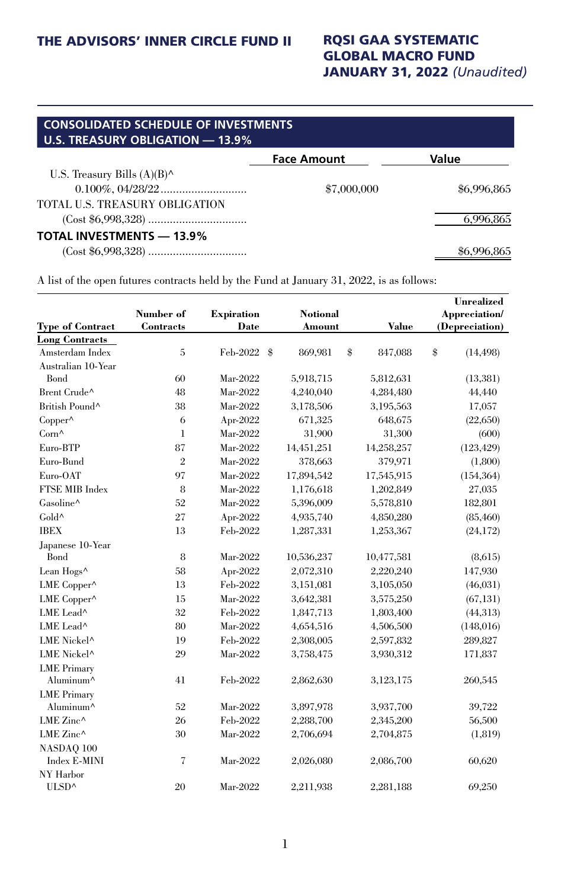# CONSOLIDATED SCHEDULE OF INVESTMENTS

## U.S. TREASURY OBLIGATION — 13.9%

| | Face Amount | Value |
|---|---|---|
| U.S. Treasury Bills (A)(B)^ 0.100%, 04/28/22 | $7,000,000 | $6,996,865 |
| TOTAL U.S. TREASURY OBLIGATION (Cost $6,998,328) | | 6,996,865 |
| **TOTAL INVESTMENTS — 13.9%** (Cost $6,998,328) | | $6,996,865 |

A list of the open futures contracts held by the Fund at January 31, 2022, is as follows:

| Type of Contract | Number of Contracts | Expiration Date | Notional Amount | Value | Unrealized Appreciation/ (Depreciation) |
|---|---|---|---|---|---|
| **Long Contracts** | | | | | |
| Amsterdam Index | 5 | Feb-2022 | $ 869,981 | $ 847,088 | $ (14,498) |
| Australian 10-Year Bond | 60 | Mar-2022 | 5,918,715 | 5,812,631 | (13,381) |
| Brent Crude^ | 48 | Mar-2022 | 4,240,040 | 4,284,480 | 44,440 |
| British Pound^ | 38 | Mar-2022 | 3,178,506 | 3,195,563 | 17,057 |
| Copper^ | 6 | Apr-2022 | 671,325 | 648,675 | (22,650) |
| Corn^ | 1 | Mar-2022 | 31,900 | 31,300 | (600) |
| Euro-BTP | 87 | Mar-2022 | 14,451,251 | 14,258,257 | (123,429) |
| Euro-Bund | 2 | Mar-2022 | 378,663 | 379,971 | (1,800) |
| Euro-OAT | 97 | Mar-2022 | 17,894,542 | 17,545,915 | (154,364) |
| FTSE MIB Index | 8 | Mar-2022 | 1,176,618 | 1,202,849 | 27,035 |
| Gasoline^ | 52 | Mar-2022 | 5,396,009 | 5,578,810 | 182,801 |
| Gold^ | 27 | Apr-2022 | 4,935,740 | 4,850,280 | (85,460) |
| IBEX | 13 | Feb-2022 | 1,287,331 | 1,253,367 | (24,172) |
| Japanese 10-Year Bond | 8 | Mar-2022 | 10,536,237 | 10,477,581 | (8,615) |
| Lean Hogs^ | 58 | Apr-2022 | 2,072,310 | 2,220,240 | 147,930 |
| LME Copper^ | 13 | Feb-2022 | 3,151,081 | 3,105,050 | (46,031) |
| LME Copper^ | 15 | Mar-2022 | 3,642,381 | 3,575,250 | (67,131) |
| LME Lead^ | 32 | Feb-2022 | 1,847,713 | 1,803,400 | (44,313) |
| LME Lead^ | 80 | Mar-2022 | 4,654,516 | 4,506,500 | (148,016) |
| LME Nickel^ | 19 | Feb-2022 | 2,308,005 | 2,597,832 | 289,827 |
| LME Nickel^ | 29 | Mar-2022 | 3,758,475 | 3,930,312 | 171,837 |
| LME Primary Aluminum^ | 41 | Feb-2022 | 2,862,630 | 3,123,175 | 260,545 |
| LME Primary Aluminum^ | 52 | Mar-2022 | 3,897,978 | 3,937,700 | 39,722 |
| LME Zinc^ | 26 | Feb-2022 | 2,288,700 | 2,345,200 | 56,500 |
| LME Zinc^ | 30 | Mar-2022 | 2,706,694 | 2,704,875 | (1,819) |
| NASDAQ 100 Index E-MINI | 7 | Mar-2022 | 2,026,080 | 2,086,700 | 60,620 |
| NY Harbor ULSD^ | 20 | Mar-2022 | 2,211,938 | 2,281,188 | 69,250 |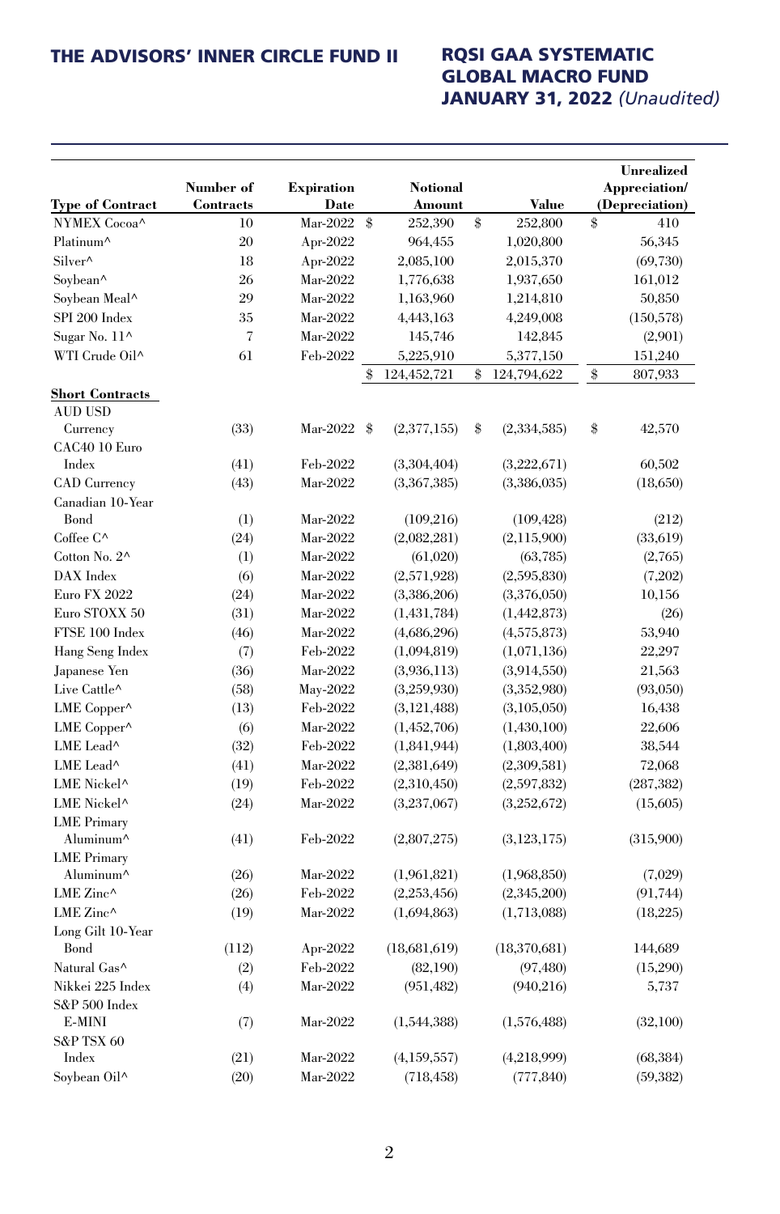| Type of Contract | Number of Contracts | Expiration Date | Notional Amount | Value | Unrealized Appreciation/ (Depreciation) |
|---|---|---|---|---|---|
| NYMEX Cocoa^ | 10 | Mar-2022 | $ 252,390 | $ 252,800 | $ 410 |
| Platinum^ | 20 | Apr-2022 | 964,455 | 1,020,800 | 56,345 |
| Silver^ | 18 | Apr-2022 | 2,085,100 | 2,015,370 | (69,730) |
| Soybean^ | 26 | Mar-2022 | 1,776,638 | 1,937,650 | 161,012 |
| Soybean Meal^ | 29 | Mar-2022 | 1,163,960 | 1,214,810 | 50,850 |
| SPI 200 Index | 35 | Mar-2022 | 4,443,163 | 4,249,008 | (150,578) |
| Sugar No. 11^ | 7 | Mar-2022 | 145,746 | 142,845 | (2,901) |
| WTI Crude Oil^ | 61 | Feb-2022 | 5,225,910 | 5,377,150 | 151,240 |
| | | | $ 124,452,721 | $ 124,794,622 | $ 807,933 |
| **Short Contracts** | | | | | |
| AUD USD Currency | (33) | Mar-2022 | $ (2,377,155) | $ (2,334,585) | $ 42,570 |
| CAC40 10 Euro Index | (41) | Feb-2022 | (3,304,404) | (3,222,671) | 60,502 |
| CAD Currency | (43) | Mar-2022 | (3,367,385) | (3,386,035) | (18,650) |
| Canadian 10-Year Bond | (1) | Mar-2022 | (109,216) | (109,428) | (212) |
| Coffee C^ | (24) | Mar-2022 | (2,082,281) | (2,115,900) | (33,619) |
| Cotton No. 2^ | (1) | Mar-2022 | (61,020) | (63,785) | (2,765) |
| DAX Index | (6) | Mar-2022 | (2,571,928) | (2,595,830) | (7,202) |
| Euro FX 2022 | (24) | Mar-2022 | (3,386,206) | (3,376,050) | 10,156 |
| Euro STOXX 50 | (31) | Mar-2022 | (1,431,784) | (1,442,873) | (26) |
| FTSE 100 Index | (46) | Mar-2022 | (4,686,296) | (4,575,873) | 53,940 |
| Hang Seng Index | (7) | Feb-2022 | (1,094,819) | (1,071,136) | 22,297 |
| Japanese Yen | (36) | Mar-2022 | (3,936,113) | (3,914,550) | 21,563 |
| Live Cattle^ | (58) | May-2022 | (3,259,930) | (3,352,980) | (93,050) |
| LME Copper^ | (13) | Feb-2022 | (3,121,488) | (3,105,050) | 16,438 |
| LME Copper^ | (6) | Mar-2022 | (1,452,706) | (1,430,100) | 22,606 |
| LME Lead^ | (32) | Feb-2022 | (1,841,944) | (1,803,400) | 38,544 |
| LME Lead^ | (41) | Mar-2022 | (2,381,649) | (2,309,581) | 72,068 |
| LME Nickel^ | (19) | Feb-2022 | (2,310,450) | (2,597,832) | (287,382) |
| LME Nickel^ | (24) | Mar-2022 | (3,237,067) | (3,252,672) | (15,605) |
| LME Primary Aluminum^ | (41) | Feb-2022 | (2,807,275) | (3,123,175) | (315,900) |
| LME Primary Aluminum^ | (26) | Mar-2022 | (1,961,821) | (1,968,850) | (7,029) |
| LME Zinc^ | (26) | Feb-2022 | (2,253,456) | (2,345,200) | (91,744) |
| LME Zinc^ | (19) | Mar-2022 | (1,694,863) | (1,713,088) | (18,225) |
| Long Gilt 10-Year Bond | (112) | Apr-2022 | (18,681,619) | (18,370,681) | 144,689 |
| Natural Gas^ | (2) | Feb-2022 | (82,190) | (97,480) | (15,290) |
| Nikkei 225 Index | (4) | Mar-2022 | (951,482) | (940,216) | 5,737 |
| S&P 500 Index E-MINI | (7) | Mar-2022 | (1,544,388) | (1,576,488) | (32,100) |
| S&P TSX 60 Index | (21) | Mar-2022 | (4,159,557) | (4,218,999) | (68,384) |
| Soybean Oil^ | (20) | Mar-2022 | (718,458) | (777,840) | (59,382) |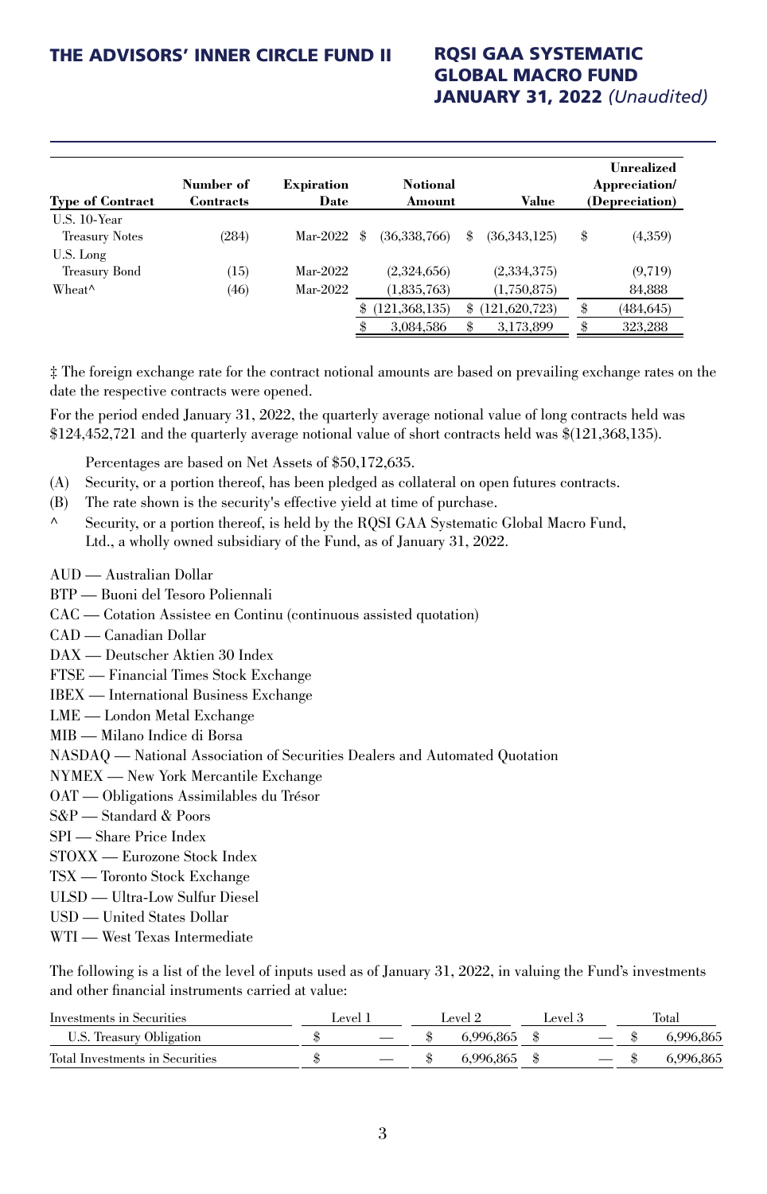| Type of Contract | Number of Contracts | Expiration Date | Notional Amount | Value | Unrealized Appreciation/ (Depreciation) |
|---|---|---|---|---|---|
| U.S. 10-Year Treasury Notes | (284) | Mar-2022 | $ (36,338,766) | $ (36,343,125) | $ (4,359) |
| U.S. Long Treasury Bond | (15) | Mar-2022 | (2,324,656) | (2,334,375) | (9,719) |
| Wheat^ | (46) | Mar-2022 | (1,835,763) | (1,750,875) | 84,888 |
| | | | $ (121,368,135) | $ (121,620,723) | $ (484,645) |
| | | | $ 3,084,586 | $ 3,173,899 | $ 323,288 |

‡ The foreign exchange rate for the contract notional amounts are based on prevailing exchange rates on the date the respective contracts were opened.

For the period ended January 31, 2022, the quarterly average notional value of long contracts held was $124,452,721 and the quarterly average notional value of short contracts held was $(121,368,135).

Percentages are based on Net Assets of $50,172,635.

(A) Security, or a portion thereof, has been pledged as collateral on open futures contracts.

(B) The rate shown is the security's effective yield at time of purchase.

^ Security, or a portion thereof, is held by the RQSI GAA Systematic Global Macro Fund, Ltd., a wholly owned subsidiary of the Fund, as of January 31, 2022.

AUD — Australian Dollar
BTP — Buoni del Tesoro Poliennali
CAC — Cotation Assistee en Continu (continuous assisted quotation)
CAD — Canadian Dollar
DAX — Deutscher Aktien 30 Index
FTSE — Financial Times Stock Exchange
IBEX — International Business Exchange
LME — London Metal Exchange
MIB — Milano Indice di Borsa
NASDAQ — National Association of Securities Dealers and Automated Quotation
NYMEX — New York Mercantile Exchange
OAT — Obligations Assimilables du Trésor
S&P — Standard & Poors
SPI — Share Price Index
STOXX — Eurozone Stock Index
TSX — Toronto Stock Exchange
ULSD — Ultra-Low Sulfur Diesel
USD — United States Dollar
WTI — West Texas Intermediate

The following is a list of the level of inputs used as of January 31, 2022, in valuing the Fund's investments and other financial instruments carried at value:

| Investments in Securities | Level 1 | Level 2 | Level 3 | Total |
|---|---|---|---|---|
| U.S. Treasury Obligation | $ — | $ 6,996,865 | $ — | $ 6,996,865 |
| Total Investments in Securities | $ — | $ 6,996,865 | $ — | $ 6,996,865 |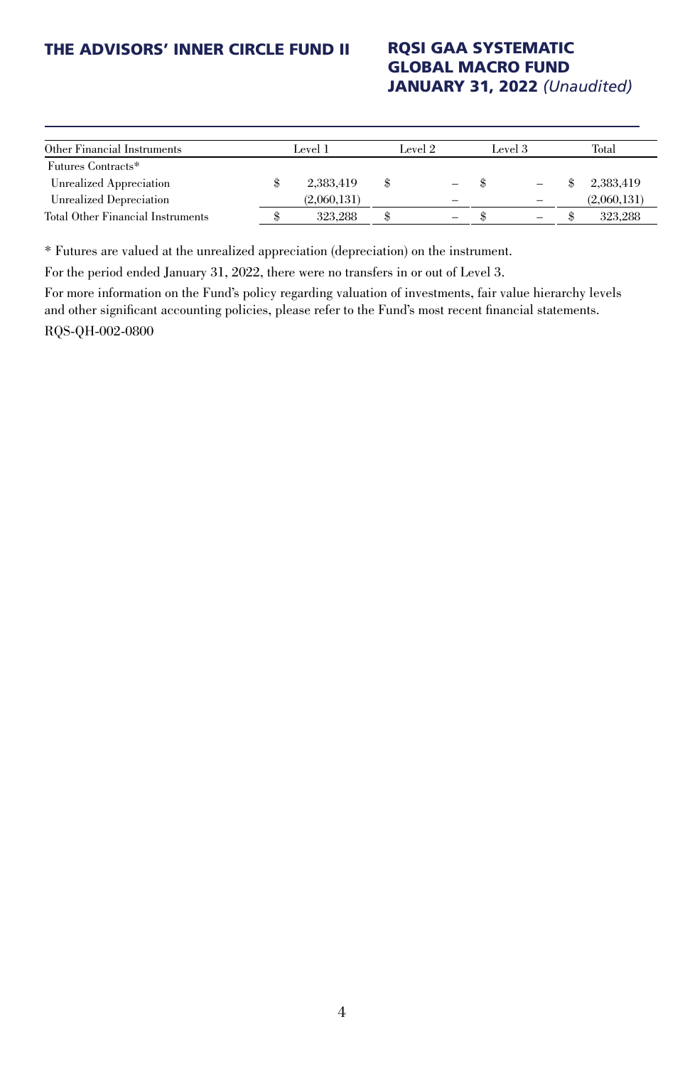| Other Financial Instruments | Level 1 | Level 2 | Level 3 | Total |
|---|---|---|---|---|
| Futures Contracts* | | | | |
| Unrealized Appreciation | $ 2,383,419 | $ – | $ – | $ 2,383,419 |
| Unrealized Depreciation | (2,060,131) | – | – | (2,060,131) |
| Total Other Financial Instruments | $ 323,288 | $ – | $ – | $ 323,288 |

* Futures are valued at the unrealized appreciation (depreciation) on the instrument.

For the period ended January 31, 2022, there were no transfers in or out of Level 3.

For more information on the Fund's policy regarding valuation of investments, fair value hierarchy levels and other significant accounting policies, please refer to the Fund's most recent financial statements.

RQS-QH-002-0800